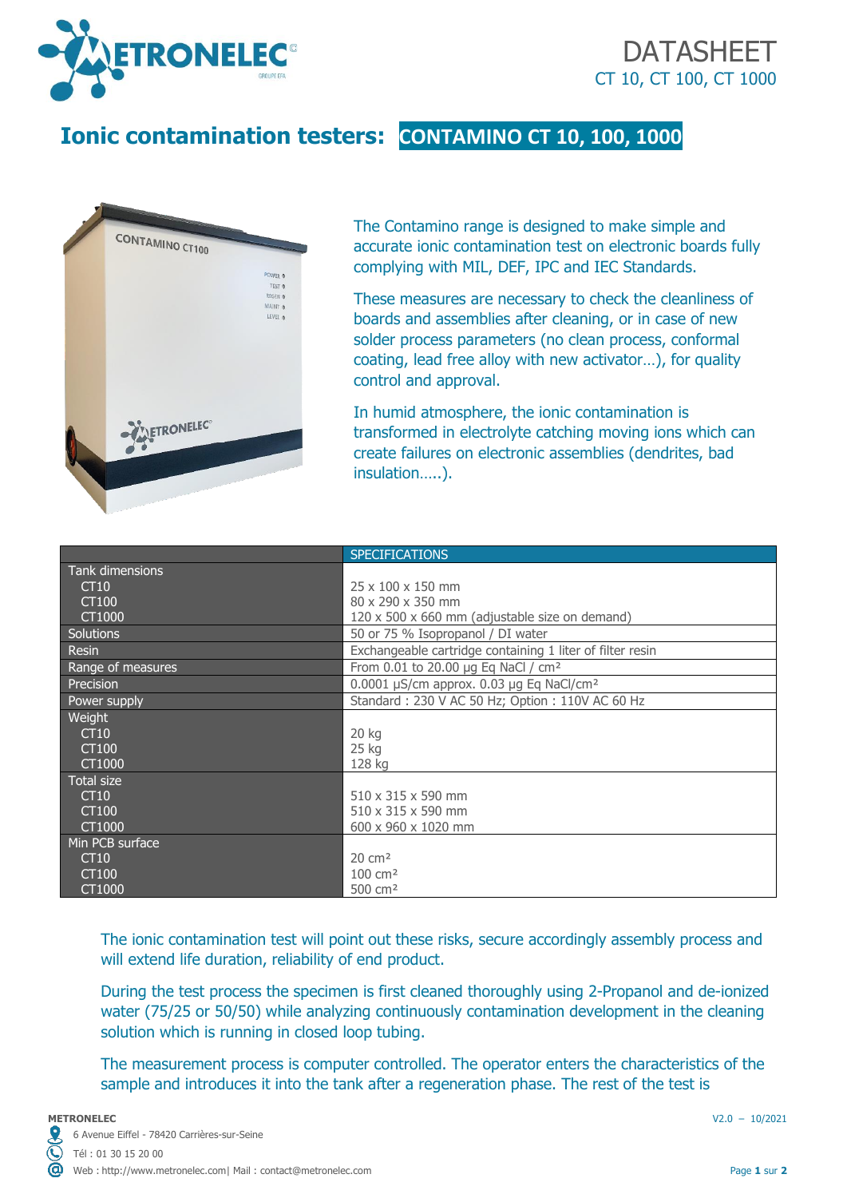# Ionic contamination testers: CONTAMINO CT 10, 100, 1000

DATASHEET
CT 10, CT 100, CT 1000

The Contamino range is designed to make simple and accurate ionic contamination test on electronic boards fully complying with MIL, DEF, IPC and IEC Standards.

These measures are necessary to check the cleanliness of boards and assemblies after cleaning, or in case of new solder process parameters (no clean process, conformal coating, lead free alloy with new activator…), for quality control and approval.

In humid atmosphere, the ionic contamination is transformed in electrolyte catching moving ions which can create failures on electronic assemblies (dendrites, bad insulation…..).

| | SPECIFICATIONS |
|---|---|
| Tank dimensions | |
| CT10 | 25 x 100 x 150 mm |
| CT100 | 80 x 290 x 350 mm |
| CT1000 | 120 x 500 x 660 mm (adjustable size on demand) |
| Solutions | 50 or 75 % Isopropanol / DI water |
| Resin | Exchangeable cartridge containing 1 liter of filter resin |
| Range of measures | From 0.01 to 20.00 µg Eq NaCl / cm² |
| Precision | 0.0001 µS/cm approx. 0.03 µg Eq NaCl/cm² |
| Power supply | Standard : 230 V AC 50 Hz; Option : 110V AC 60 Hz |
| Weight | |
| CT10 | 20 kg |
| CT100 | 25 kg |
| CT1000 | 128 kg |
| Total size | |
| CT10 | 510 x 315 x 590 mm |
| CT100 | 510 x 315 x 590 mm |
| CT1000 | 600 x 960 x 1020 mm |
| Min PCB surface | |
| CT10 | 20 cm² |
| CT100 | 100 cm² |
| CT1000 | 500 cm² |

The ionic contamination test will point out these risks, secure accordingly assembly process and will extend life duration, reliability of end product.

During the test process the specimen is first cleaned thoroughly using 2-Propanol and de-ionized water (75/25 or 50/50) while analyzing continuously contamination development in the cleaning solution which is running in closed loop tubing.

The measurement process is computer controlled. The operator enters the characteristics of the sample and introduces it into the tank after a regeneration phase. The rest of the test is

**METRONELEC**
6 Avenue Eiffel - 78420 Carrières-sur-Seine
Tél : 01 30 15 20 00
Web : http://www.metronelec.com| Mail : contact@metronelec.com

V2.0 – 10/2021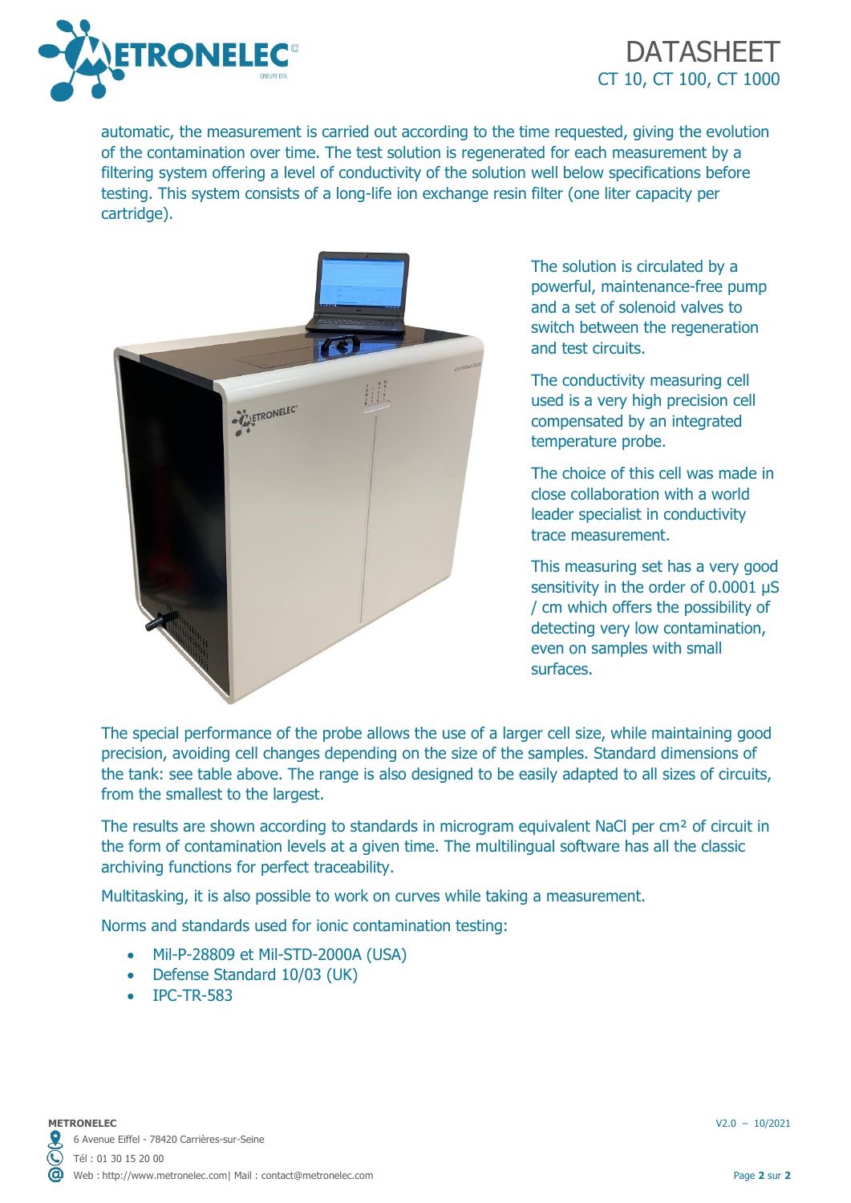automatic, the measurement is carried out according to the time requested, giving the evolution of the contamination over time. The test solution is regenerated for each measurement by a filtering system offering a level of conductivity of the solution well below specifications before testing. This system consists of a long-life ion exchange resin filter (one liter capacity per cartridge).

The solution is circulated by a powerful, maintenance-free pump and a set of solenoid valves to switch between the regeneration and test circuits.

The conductivity measuring cell used is a very high precision cell compensated by an integrated temperature probe.

The choice of this cell was made in close collaboration with a world leader specialist in conductivity trace measurement.

This measuring set has a very good sensitivity in the order of 0.0001 µS / cm which offers the possibility of detecting very low contamination, even on samples with small surfaces.

The special performance of the probe allows the use of a larger cell size, while maintaining good precision, avoiding cell changes depending on the size of the samples. Standard dimensions of the tank: see table above. The range is also designed to be easily adapted to all sizes of circuits, from the smallest to the largest.

The results are shown according to standards in microgram equivalent NaCl per cm² of circuit in the form of contamination levels at a given time. The multilingual software has all the classic archiving functions for perfect traceability.

Multitasking, it is also possible to work on curves while taking a measurement.

Norms and standards used for ionic contamination testing:

- Mil-P-28809 et Mil-STD-2000A (USA)
- Defense Standard 10/03 (UK)
- IPC-TR-583

**METRONELEC**
6 Avenue Eiffel - 78420 Carrières-sur-Seine
Tél : 01 30 15 20 00
Web : http://www.metronelec.com| Mail : contact@metronelec.com

V2.0 – 10/2021